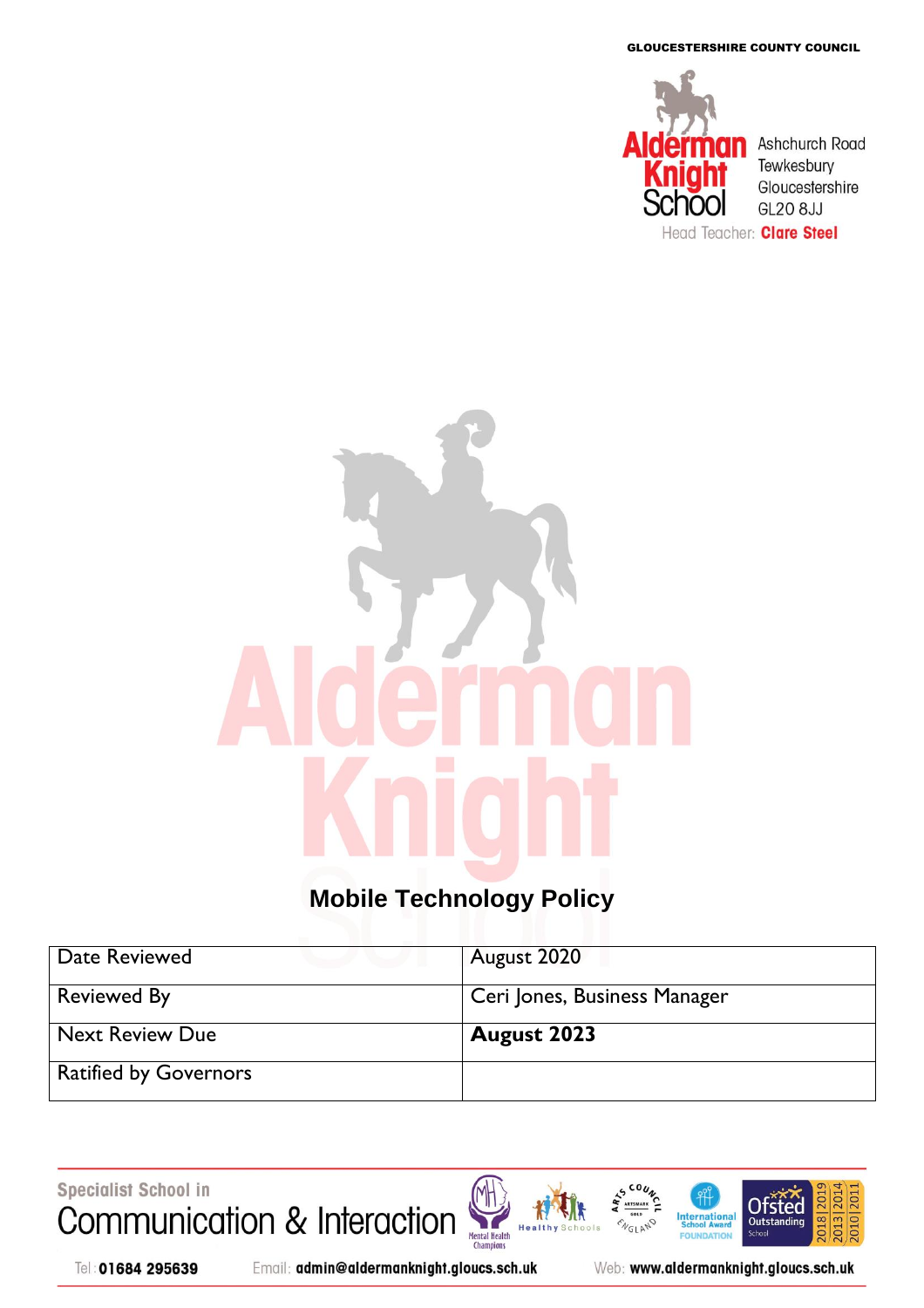GLOUCESTERSHIRE COUNTY COUNCIL

**Alderman Knight School**

Ashchurch Road
Tewkesbury
Gloucestershire
GL20 8JJ

Head Teacher: **Clare Steel**

# Mobile Technology Policy

| Date Reviewed | August 2020 |
|---|---|
| Reviewed By | Ceri Jones, Business Manager |
| Next Review Due | **August 2023** |
| Ratified by Governors | |

Specialist School in
Communication & Interaction

Tel: **01684 295639** Email: **admin@aldermanknight.gloucs.sch.uk** Web: **www.aldermanknight.gloucs.sch.uk**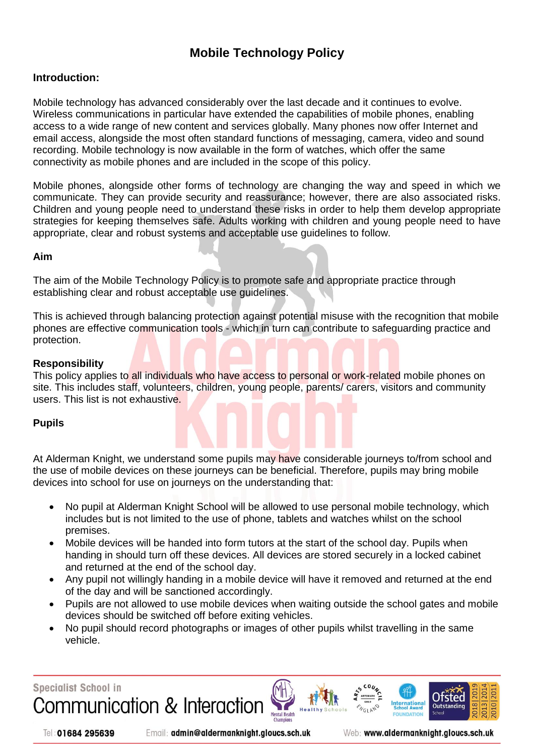# Mobile Technology Policy

## Introduction:

Mobile technology has advanced considerably over the last decade and it continues to evolve. Wireless communications in particular have extended the capabilities of mobile phones, enabling access to a wide range of new content and services globally. Many phones now offer Internet and email access, alongside the most often standard functions of messaging, camera, video and sound recording. Mobile technology is now available in the form of watches, which offer the same connectivity as mobile phones and are included in the scope of this policy.

Mobile phones, alongside other forms of technology are changing the way and speed in which we communicate. They can provide security and reassurance; however, there are also associated risks. Children and young people need to understand these risks in order to help them develop appropriate strategies for keeping themselves safe. Adults working with children and young people need to have appropriate, clear and robust systems and acceptable use guidelines to follow.

## Aim

The aim of the Mobile Technology Policy is to promote safe and appropriate practice through establishing clear and robust acceptable use guidelines.

This is achieved through balancing protection against potential misuse with the recognition that mobile phones are effective communication tools - which in turn can contribute to safeguarding practice and protection.

## Responsibility

This policy applies to all individuals who have access to personal or work-related mobile phones on site. This includes staff, volunteers, children, young people, parents/ carers, visitors and community users. This list is not exhaustive.

## Pupils

At Alderman Knight, we understand some pupils may have considerable journeys to/from school and the use of mobile devices on these journeys can be beneficial. Therefore, pupils may bring mobile devices into school for use on journeys on the understanding that:

- No pupil at Alderman Knight School will be allowed to use personal mobile technology, which includes but is not limited to the use of phone, tablets and watches whilst on the school premises.
- Mobile devices will be handed into form tutors at the start of the school day. Pupils when handing in should turn off these devices. All devices are stored securely in a locked cabinet and returned at the end of the school day.
- Any pupil not willingly handing in a mobile device will have it removed and returned at the end of the day and will be sanctioned accordingly.
- Pupils are not allowed to use mobile devices when waiting outside the school gates and mobile devices should be switched off before exiting vehicles.
- No pupil should record photographs or images of other pupils whilst travelling in the same vehicle.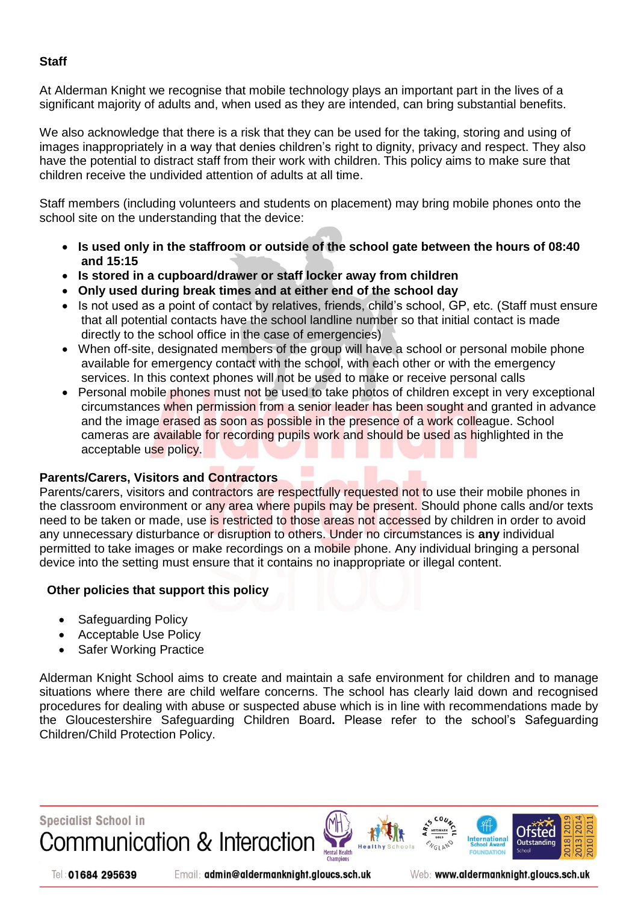**Staff**

At Alderman Knight we recognise that mobile technology plays an important part in the lives of a significant majority of adults and, when used as they are intended, can bring substantial benefits.

We also acknowledge that there is a risk that they can be used for the taking, storing and using of images inappropriately in a way that denies children's right to dignity, privacy and respect. They also have the potential to distract staff from their work with children. This policy aims to make sure that children receive the undivided attention of adults at all time.

Staff members (including volunteers and students on placement) may bring mobile phones onto the school site on the understanding that the device:

- **Is used only in the staffroom or outside of the school gate between the hours of 08:40 and 15:15**
- **Is stored in a cupboard/drawer or staff locker away from children**
- **Only used during break times and at either end of the school day**
- Is not used as a point of contact by relatives, friends, child's school, GP, etc. (Staff must ensure that all potential contacts have the school landline number so that initial contact is made directly to the school office in the case of emergencies)
- When off-site, designated members of the group will have a school or personal mobile phone available for emergency contact with the school, with each other or with the emergency services. In this context phones will not be used to make or receive personal calls
- Personal mobile phones must not be used to take photos of children except in very exceptional circumstances when permission from a senior leader has been sought and granted in advance and the image erased as soon as possible in the presence of a work colleague. School cameras are available for recording pupils work and should be used as highlighted in the acceptable use policy.

**Parents/Carers, Visitors and Contractors**

Parents/carers, visitors and contractors are respectfully requested not to use their mobile phones in the classroom environment or any area where pupils may be present. Should phone calls and/or texts need to be taken or made, use is restricted to those areas not accessed by children in order to avoid any unnecessary disturbance or disruption to others. Under no circumstances is **any** individual permitted to take images or make recordings on a mobile phone. Any individual bringing a personal device into the setting must ensure that it contains no inappropriate or illegal content.

**Other policies that support this policy**

- Safeguarding Policy
- Acceptable Use Policy
- Safer Working Practice

Alderman Knight School aims to create and maintain a safe environment for children and to manage situations where there are child welfare concerns. The school has clearly laid down and recognised procedures for dealing with abuse or suspected abuse which is in line with recommendations made by the Gloucestershire Safeguarding Children Board**.** Please refer to the school's Safeguarding Children/Child Protection Policy.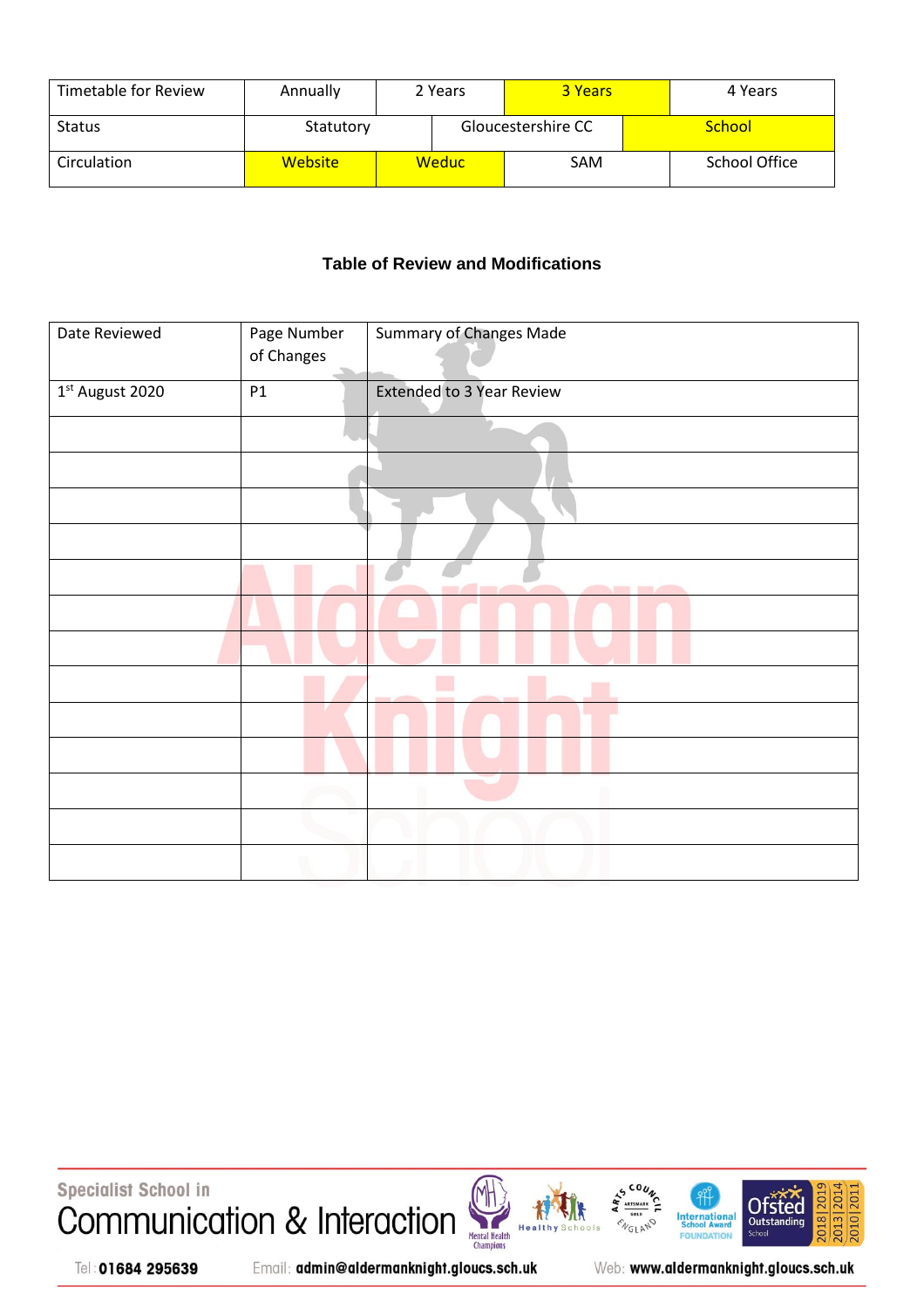| | | | | |
|---|---|---|---|---|
| Timetable for Review | Annually | 2 Years | 3 Years | 4 Years |
| Status | Statutory | | Gloucestershire CC | School |
| Circulation | Website | Weduc | SAM | School Office |

**Table of Review and Modifications**

| Date Reviewed | Page Number of Changes | Summary of Changes Made |
|---|---|---|
| 1st August 2020 | P1 | Extended to 3 Year Review |
| | | |
| | | |
| | | |
| | | |
| | | |
| | | |
| | | |
| | | |
| | | |
| | | |
| | | |
| | | |
| | | |